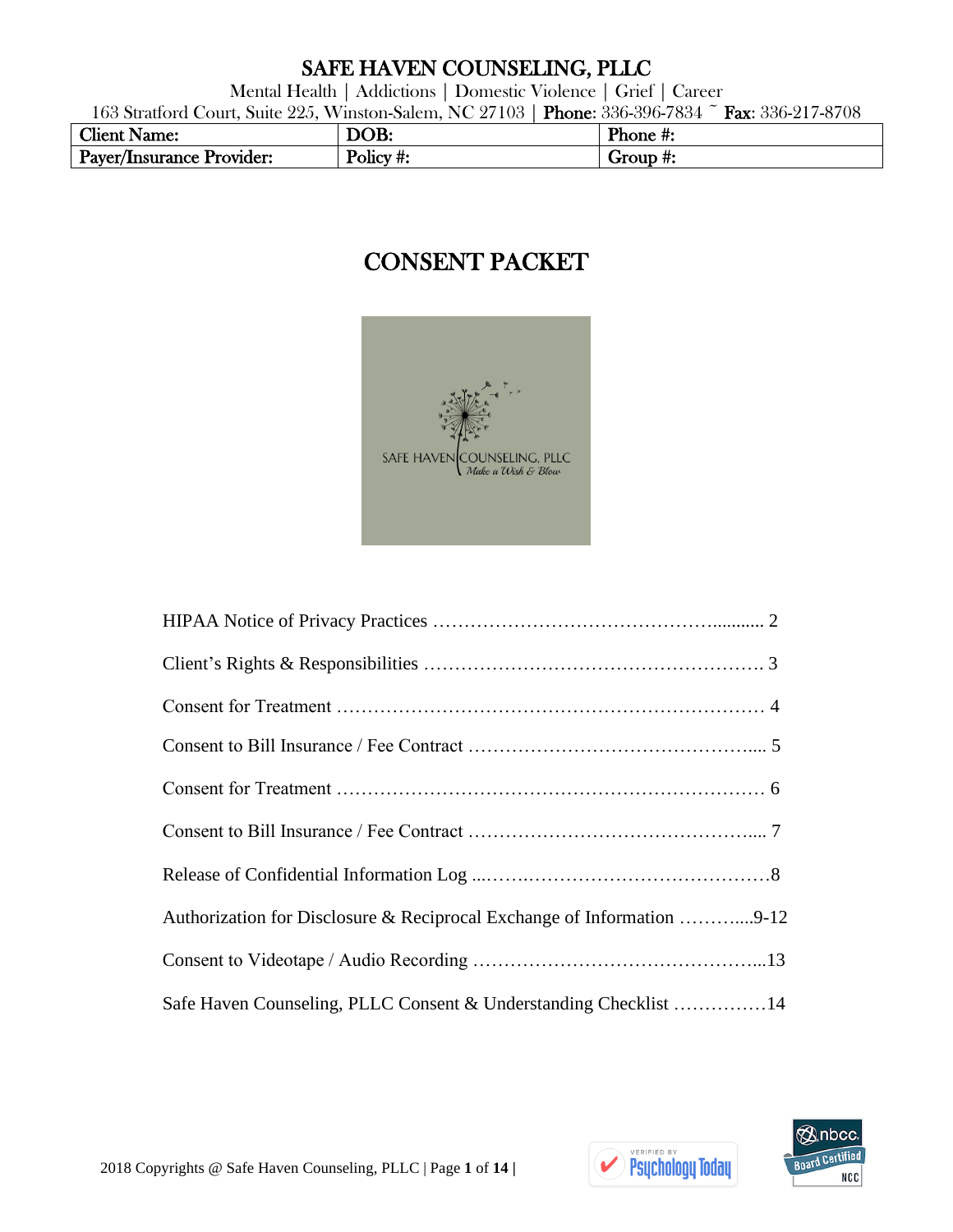# SAFE HAVEN COUNSELING, PLLC

Mental Health | Addictions | Domestic Violence | Grief | Career

163 Stratford Court, Suite 225, Winston-Salem, NC 27103 | **Phone**: 336-396-7834 ~ **Fax**: 336-217-8708

| | | |
|---|---|---|
| **Client Name:** | **DOB:** | **Phone #:** |
| **Payer/Insurance Provider:** | **Policy #:** | **Group #:** |

# CONSENT PACKET

SAFE HAVEN COUNSELING, PLLC
*Make a Wish & Blow*

HIPAA Notice of Privacy Practices ……………………………………........... 2

Client's Rights & Responsibilities ………………………………………………. 3

Consent for Treatment …………………………………………………………… 4

Consent to Bill Insurance / Fee Contract ……………………………………..... 5

Consent for Treatment …………………………………………………………… 6

Consent to Bill Insurance / Fee Contract ……………………………………..... 7

Release of Confidential Information Log ...…….……………………………………8

Authorization for Disclosure & Reciprocal Exchange of Information ……….....9-12

Consent to Videotape / Audio Recording ………………………………………...13

Safe Haven Counseling, PLLC Consent & Understanding Checklist ……………14

2018 Copyrights @ Safe Haven Counseling, PLLC

VERIFIED BY Psychology Today

nbcc Board Certified NCC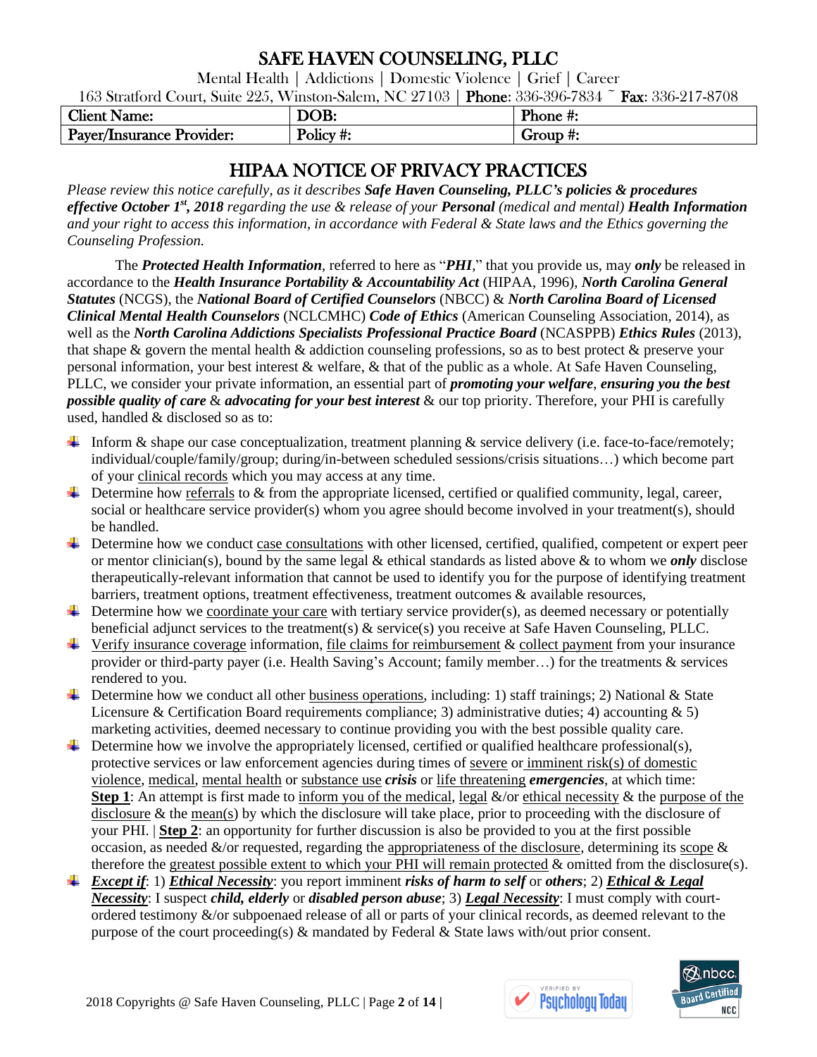# SAFE HAVEN COUNSELING, PLLC

Mental Health | Addictions | Domestic Violence | Grief | Career

163 Stratford Court, Suite 225, Winston-Salem, NC 27103 | **Phone**: 336-396-7834 ~ **Fax**: 336-217-8708

| Client Name: | DOB: | Phone #: |
|---|---|---|
| Payer/Insurance Provider: | Policy #: | Group #: |

## HIPAA NOTICE OF PRIVACY PRACTICES

*Please review this notice carefully, as it describes **Safe Haven Counseling, PLLC's policies & procedures effective October 1st, 2018** regarding the use & release of your **Personal** (medical and mental) **Health Information** and your right to access this information, in accordance with Federal & State laws and the Ethics governing the Counseling Profession.*

The ***Protected Health Information***, referred to here as "***PHI***," that you provide us, may ***only*** be released in accordance to the ***Health Insurance Portability & Accountability Act*** (HIPAA, 1996), ***North Carolina General Statutes*** (NCGS), the ***National Board of Certified Counselors*** (NBCC) & ***North Carolina Board of Licensed Clinical Mental Health Counselors*** (NCLCMHC) ***Code of Ethics*** (American Counseling Association, 2014), as well as the ***North Carolina Addictions Specialists Professional Practice Board*** (NCASPPB) ***Ethics Rules*** (2013), that shape & govern the mental health & addiction counseling professions, so as to best protect & preserve your personal information, your best interest & welfare, & that of the public as a whole. At Safe Haven Counseling, PLLC, we consider your private information, an essential part of ***promoting your welfare***, ***ensuring you the best possible quality of care*** & ***advocating for your best interest*** & our top priority. Therefore, your PHI is carefully used, handled & disclosed so as to:

- Inform & shape our case conceptualization, treatment planning & service delivery (i.e. face-to-face/remotely; individual/couple/family/group; during/in-between scheduled sessions/crisis situations…) which become part of your clinical records which you may access at any time.
- Determine how referrals to & from the appropriate licensed, certified or qualified community, legal, career, social or healthcare service provider(s) whom you agree should become involved in your treatment(s), should be handled.
- Determine how we conduct case consultations with other licensed, certified, qualified, competent or expert peer or mentor clinician(s), bound by the same legal & ethical standards as listed above & to whom we ***only*** disclose therapeutically-relevant information that cannot be used to identify you for the purpose of identifying treatment barriers, treatment options, treatment effectiveness, treatment outcomes & available resources,
- Determine how we coordinate your care with tertiary service provider(s), as deemed necessary or potentially beneficial adjunct services to the treatment(s) & service(s) you receive at Safe Haven Counseling, PLLC.
- Verify insurance coverage information, file claims for reimbursement & collect payment from your insurance provider or third-party payer (i.e. Health Saving's Account; family member…) for the treatments & services rendered to you.
- Determine how we conduct all other business operations, including: 1) staff trainings; 2) National & State Licensure & Certification Board requirements compliance; 3) administrative duties; 4) accounting & 5) marketing activities, deemed necessary to continue providing you with the best possible quality care.
- Determine how we involve the appropriately licensed, certified or qualified healthcare professional(s), protective services or law enforcement agencies during times of severe or imminent risk(s) of domestic violence, medical, mental health or substance use ***crisis*** or life threatening ***emergencies***, at which time: **Step 1**: An attempt is first made to inform you of the medical, legal &/or ethical necessity & the purpose of the disclosure & the mean(s) by which the disclosure will take place, prior to proceeding with the disclosure of your PHI. | **Step 2**: an opportunity for further discussion is also be provided to you at the first possible occasion, as needed &/or requested, regarding the appropriateness of the disclosure, determining its scope & therefore the greatest possible extent to which your PHI will remain protected & omitted from the disclosure(s).
- ***Except if***: 1) ***Ethical Necessity***: you report imminent ***risks of harm to self*** or ***others***; 2) ***Ethical & Legal Necessity***: I suspect ***child, elderly*** or ***disabled person abuse***; 3) ***Legal Necessity***: I must comply with court-ordered testimony &/or subpoenaed release of all or parts of your clinical records, as deemed relevant to the purpose of the court proceeding(s) & mandated by Federal & State laws with/out prior consent.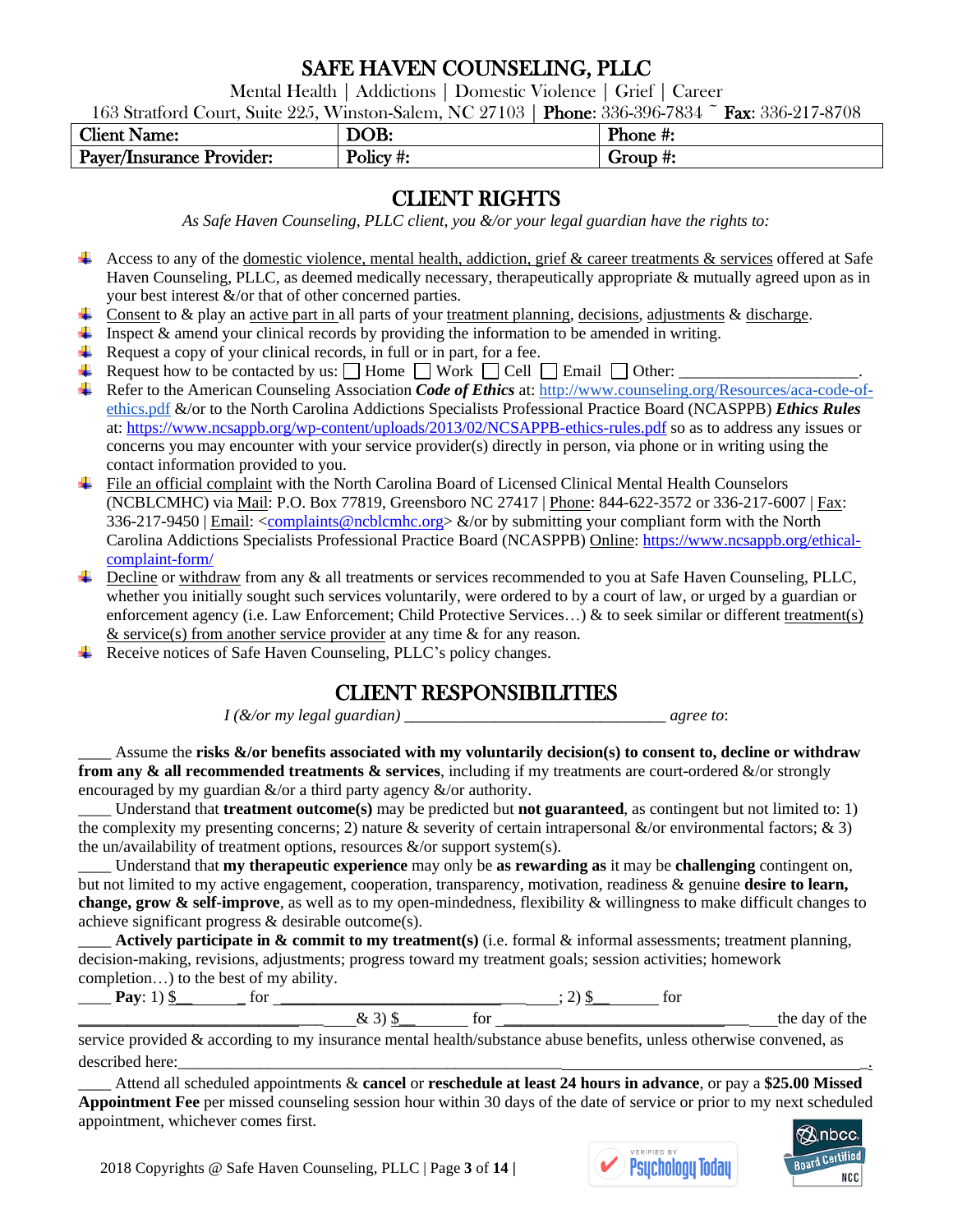# SAFE HAVEN COUNSELING, PLLC

Mental Health | Addictions | Domestic Violence | Grief | Career

163 Stratford Court, Suite 225, Winston-Salem, NC 27103 | **Phone**: 336-396-7834 ~ **Fax**: 336-217-8708

| | | |
|---|---|---|
| Client Name: | DOB: | Phone #: |
| Payer/Insurance Provider: | Policy #: | Group #: |

## CLIENT RIGHTS

*As Safe Haven Counseling, PLLC client, you &/or your legal guardian have the rights to:*

- Access to any of the domestic violence, mental health, addiction, grief & career treatments & services offered at Safe Haven Counseling, PLLC, as deemed medically necessary, therapeutically appropriate & mutually agreed upon as in your best interest &/or that of other concerned parties.
- Consent to & play an active part in all parts of your treatment planning, decisions, adjustments & discharge.
- Inspect & amend your clinical records by providing the information to be amended in writing.
- Request a copy of your clinical records, in full or in part, for a fee.
- Request how to be contacted by us: ☐ Home ☐ Work ☐ Cell ☐ Email ☐ Other: ____________________.
- Refer to the American Counseling Association ***Code of Ethics*** at: http://www.counseling.org/Resources/aca-code-of-ethics.pdf &/or to the North Carolina Addictions Specialists Professional Practice Board (NCASPPB) ***Ethics Rules*** at: https://www.ncsappb.org/wp-content/uploads/2013/02/NCSAPPB-ethics-rules.pdf so as to address any issues or concerns you may encounter with your service provider(s) directly in person, via phone or in writing using the contact information provided to you.
- File an official complaint with the North Carolina Board of Licensed Clinical Mental Health Counselors (NCBLCMHC) via Mail: P.O. Box 77819, Greensboro NC 27417 | Phone: 844-622-3572 or 336-217-6007 | Fax: 336-217-9450 | Email: <complaints@ncblcmhc.org> &/or by submitting your compliant form with the North Carolina Addictions Specialists Professional Practice Board (NCASPPB) Online: https://www.ncsappb.org/ethical-complaint-form/
- Decline or withdraw from any & all treatments or services recommended to you at Safe Haven Counseling, PLLC, whether you initially sought such services voluntarily, were ordered to by a court of law, or urged by a guardian or enforcement agency (i.e. Law Enforcement; Child Protective Services…) & to seek similar or different treatment(s) & service(s) from another service provider at any time & for any reason.
- Receive notices of Safe Haven Counseling, PLLC's policy changes.

## CLIENT RESPONSIBILITIES

*I (&/or my legal guardian)* ________________________________ *agree to*:

____ Assume the **risks &/or benefits associated with my voluntarily decision(s) to consent to, decline or withdraw from any & all recommended treatments & services**, including if my treatments are court-ordered &/or strongly encouraged by my guardian &/or a third party agency &/or authority.

____ Understand that **treatment outcome(s)** may be predicted but **not guaranteed**, as contingent but not limited to: 1) the complexity my presenting concerns; 2) nature & severity of certain intrapersonal &/or environmental factors; & 3) the un/availability of treatment options, resources &/or support system(s).

____ Understand that **my therapeutic experience** may only be **as rewarding as** it may be **challenging** contingent on, but not limited to my active engagement, cooperation, transparency, motivation, readiness & genuine **desire to learn, change, grow & self-improve**, as well as to my open-mindedness, flexibility & willingness to make difficult changes to achieve significant progress & desirable outcome(s).

____ **Actively participate in & commit to my treatment(s)** (i.e. formal & informal assessments; treatment planning, decision-making, revisions, adjustments; progress toward my treatment goals; session activities; homework completion…) to the best of my ability.

____ **Pay**: 1) $________ for ________________________________; 2) $________ for ________________________________ & 3) $________ for ________________________________ the day of the service provided & according to my insurance mental health/substance abuse benefits, unless otherwise convened, as described here:________________________________________________________________.

____ Attend all scheduled appointments & **cancel** or **reschedule at least 24 hours in advance**, or pay a **$25.00 Missed Appointment Fee** per missed counseling session hour within 30 days of the date of service or prior to my next scheduled appointment, whichever comes first.

2018 Copyrights @ Safe Haven Counseling, PLLC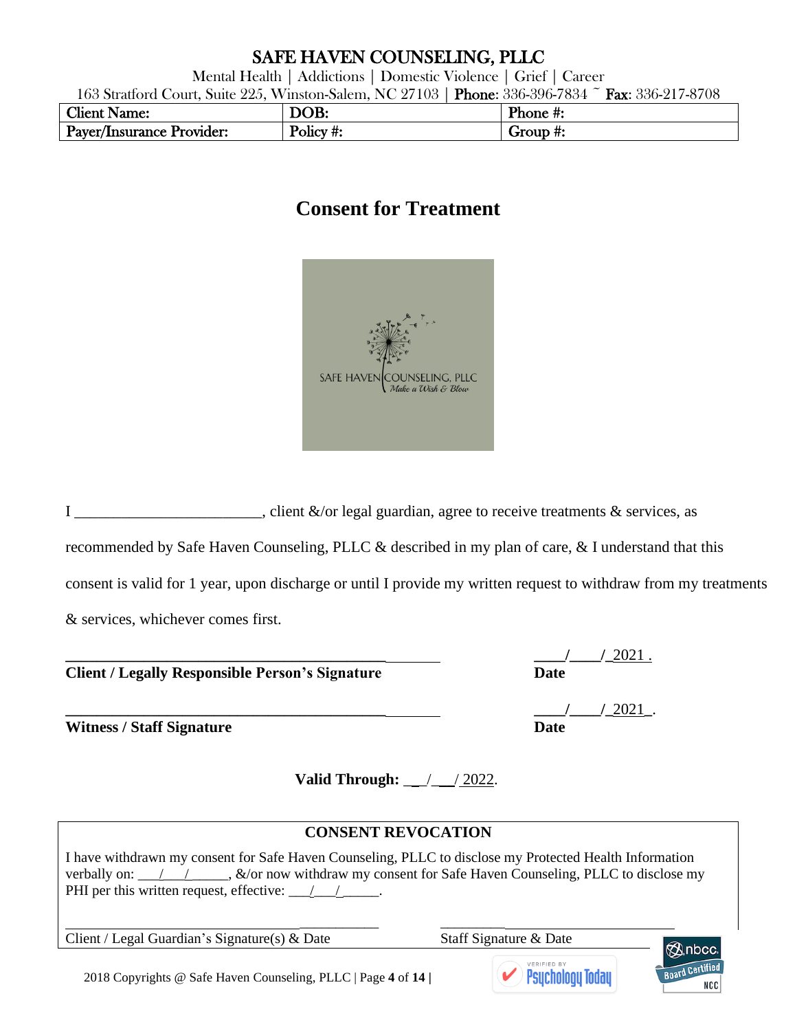# SAFE HAVEN COUNSELING, PLLC

Mental Health | Addictions | Domestic Violence | Grief | Career

163 Stratford Court, Suite 225, Winston-Salem, NC 27103 | **Phone**: 336-396-7834 ~ **Fax**: 336-217-8708

| | | |
|---|---|---|
| Client Name: | DOB: | Phone #: |
| Payer/Insurance Provider: | Policy #: | Group #: |

## Consent for Treatment

SAFE HAVEN COUNSELING, PLLC
*Make a Wish & Blow*

I ________________________, client &/or legal guardian, agree to receive treatments & services, as recommended by Safe Haven Counseling, PLLC & described in my plan of care, & I understand that this consent is valid for 1 year, upon discharge or until I provide my written request to withdraw from my treatments & services, whichever comes first.

______________________________________________ ____/____/_2021 .

**Client / Legally Responsible Person's Signature** **Date**

______________________________________________ ____/____/_2021_.

**Witness / Staff Signature** **Date**

**Valid Through:** __/__/ 2022.

### CONSENT REVOCATION

I have withdrawn my consent for Safe Haven Counseling, PLLC to disclose my Protected Health Information verbally on: ___/___/_____, &/or now withdraw my consent for Safe Haven Counseling, PLLC to disclose my PHI per this written request, effective: ___/___/_____.

______________________________________ ______________________________

Client / Legal Guardian's Signature(s) & Date Staff Signature & Date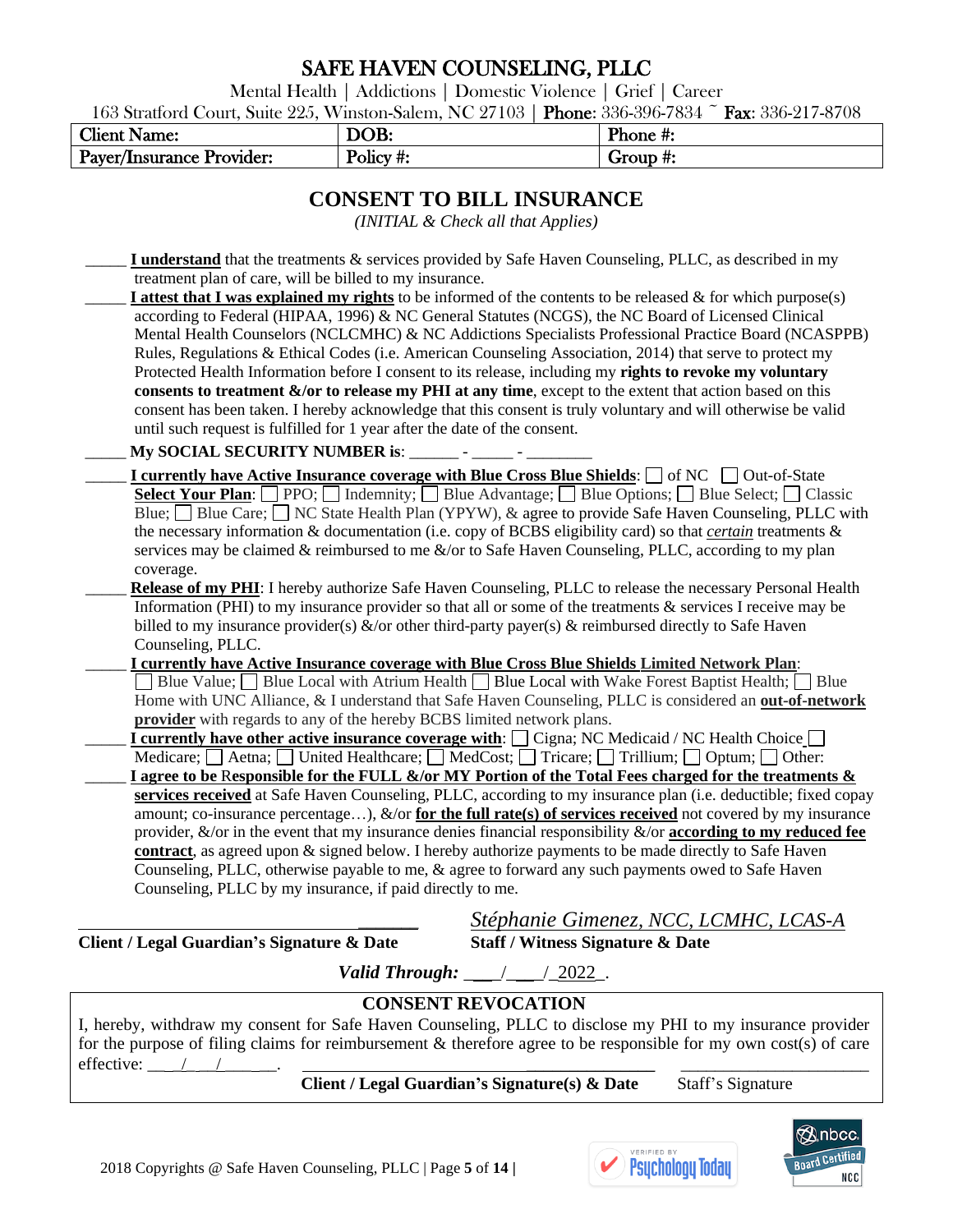# SAFE HAVEN COUNSELING, PLLC

Mental Health | Addictions | Domestic Violence | Grief | Career

163 Stratford Court, Suite 225, Winston-Salem, NC 27103 | **Phone**: 336-396-7834 ~ **Fax**: 336-217-8708

| Client Name: | DOB: | Phone #: |
|---|---|---|
| Payer/Insurance Provider: | Policy #: | Group #: |

## CONSENT TO BILL INSURANCE

*(INITIAL & Check all that Applies)*

_____ **I understand** that the treatments & services provided by Safe Haven Counseling, PLLC, as described in my treatment plan of care, will be billed to my insurance.

_____ **I attest that I was explained my rights** to be informed of the contents to be released & for which purpose(s) according to Federal (HIPAA, 1996) & NC General Statutes (NCGS), the NC Board of Licensed Clinical Mental Health Counselors (NCLCMHC) & NC Addictions Specialists Professional Practice Board (NCASPPB) Rules, Regulations & Ethical Codes (i.e. American Counseling Association, 2014) that serve to protect my Protected Health Information before I consent to its release, including my **rights to revoke my voluntary consents to treatment &/or to release my PHI at any time**, except to the extent that action based on this consent has been taken. I hereby acknowledge that this consent is truly voluntary and will otherwise be valid until such request is fulfilled for 1 year after the date of the consent.

_____ **My SOCIAL SECURITY NUMBER is**: ______ - _____ - ________

_____ **I currently have Active Insurance coverage with Blue Cross Blue Shields**: ☐ of NC ☐ Out-of-State
**Select Your Plan**: ☐ PPO; ☐ Indemnity; ☐ Blue Advantage; ☐ Blue Options; ☐ Blue Select; ☐ Classic Blue; ☐ Blue Care; ☐ NC State Health Plan (YPYW), & agree to provide Safe Haven Counseling, PLLC with the necessary information & documentation (i.e. copy of BCBS eligibility card) so that *certain* treatments & services may be claimed & reimbursed to me &/or to Safe Haven Counseling, PLLC, according to my plan coverage.

_____ **Release of my PHI**: I hereby authorize Safe Haven Counseling, PLLC to release the necessary Personal Health Information (PHI) to my insurance provider so that all or some of the treatments & services I receive may be billed to my insurance provider(s) &/or other third-party payer(s) & reimbursed directly to Safe Haven Counseling, PLLC.

_____ **I currently have Active Insurance coverage with Blue Cross Blue Shields Limited Network Plan**:
☐ Blue Value; ☐ Blue Local with Atrium Health ☐ Blue Local with Wake Forest Baptist Health; ☐ Blue Home with UNC Alliance, & I understand that Safe Haven Counseling, PLLC is considered an **out-of-network provider** with regards to any of the hereby BCBS limited network plans.

_____ **I currently have other active insurance coverage with**: ☐ Cigna; NC Medicaid / NC Health Choice ☐ Medicare; ☐ Aetna; ☐ United Healthcare; ☐ MedCost; ☐ Tricare; ☐ Trillium; ☐ Optum; ☐ Other:

_____ **I agree to be Responsible for the FULL &/or MY Portion of the Total Fees charged for the treatments & services received** at Safe Haven Counseling, PLLC, according to my insurance plan (i.e. deductible; fixed copay amount; co-insurance percentage…), &/or **for the full rate(s) of services received** not covered by my insurance provider, &/or in the event that my insurance denies financial responsibility &/or **according to my reduced fee contract**, as agreed upon & signed below. I hereby authorize payments to be made directly to Safe Haven Counseling, PLLC, otherwise payable to me, & agree to forward any such payments owed to Safe Haven Counseling, PLLC by my insurance, if paid directly to me.

_________________________________ ______ *Stéphanie Gimenez, NCC, LCMHC, LCAS-A*
**Client / Legal Guardian's Signature & Date** **Staff / Witness Signature & Date**

***Valid Through:*** ___/___/_2022_.

### CONSENT REVOCATION

I, hereby, withdraw my consent for Safe Haven Counseling, PLLC to disclose my PHI to my insurance provider for the purpose of filing claims for reimbursement & therefore agree to be responsible for my own cost(s) of care effective: ___/___/______. _______________________________ ______________________
**Client / Legal Guardian's Signature(s) & Date** Staff's Signature

2018 Copyrights @ Safe Haven Counseling, PLLC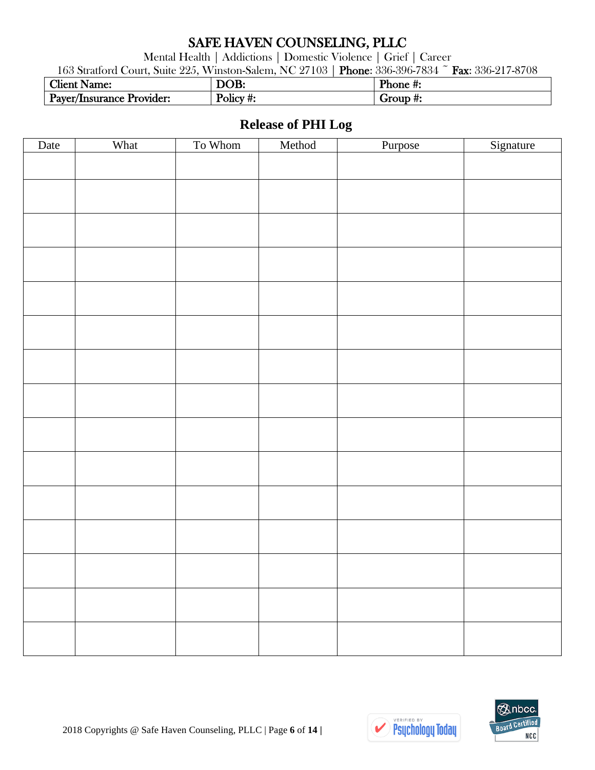# SAFE HAVEN COUNSELING, PLLC

Mental Health | Addictions | Domestic Violence | Grief | Career

163 Stratford Court, Suite 225, Winston-Salem, NC 27103 | **Phone**: 336-396-7834 ~ **Fax**: 336-217-8708

| **Client Name:** | **DOB:** | **Phone #:** |
|---|---|---|
| **Payer/Insurance Provider:** | **Policy #:** | **Group #:** |

## Release of PHI Log

| Date | What | To Whom | Method | Purpose | Signature |
|---|---|---|---|---|---|
| | | | | | |
| | | | | | |
| | | | | | |
| | | | | | |
| | | | | | |
| | | | | | |
| | | | | | |
| | | | | | |
| | | | | | |
| | | | | | |
| | | | | | |
| | | | | | |
| | | | | | |
| | | | | | |
| | | | | | |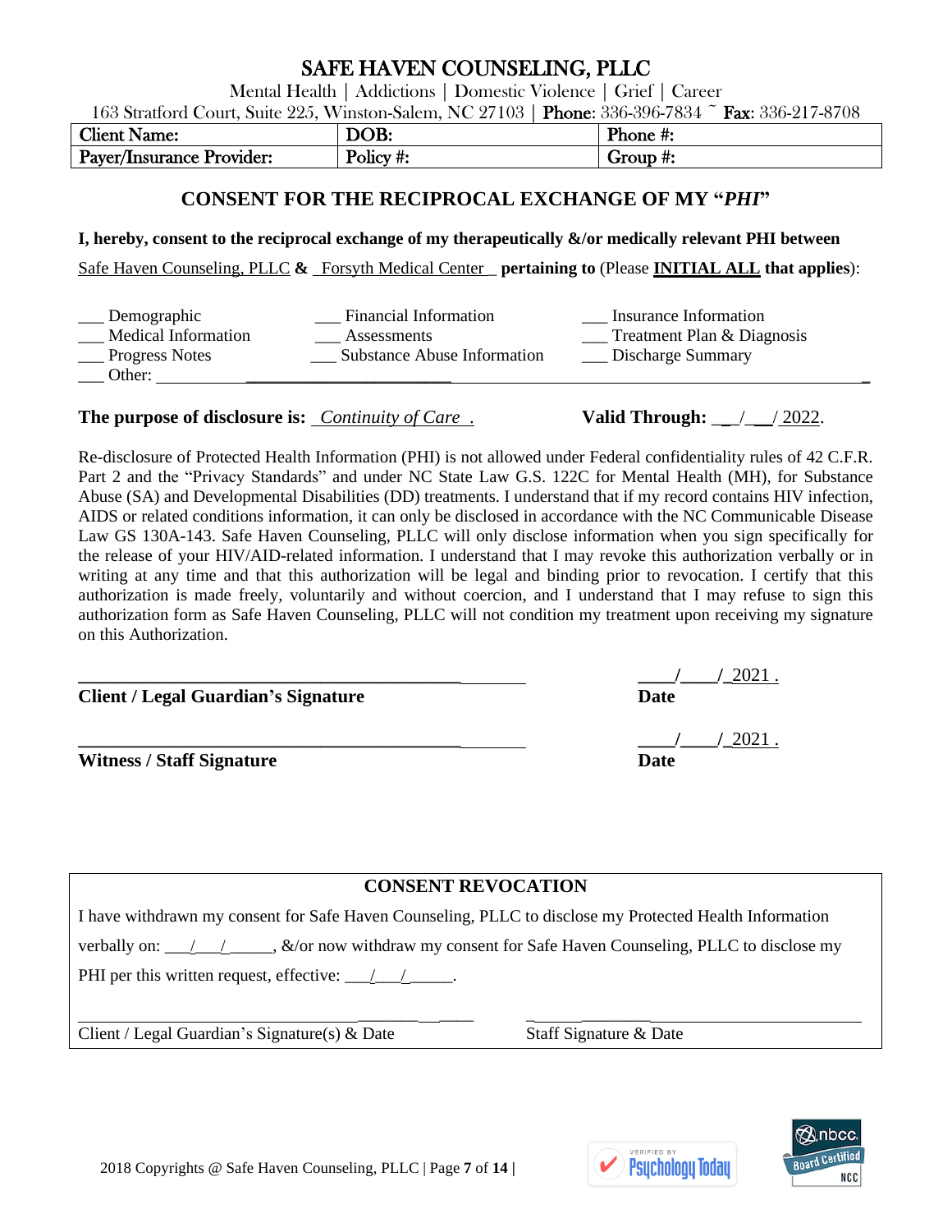# SAFE HAVEN COUNSELING, PLLC

Mental Health | Addictions | Domestic Violence | Grief | Career

163 Stratford Court, Suite 225, Winston-Salem, NC 27103 | **Phone**: 336-396-7834 ~ **Fax**: 336-217-8708

| Client Name: | DOB: | Phone #: |
|---|---|---|
| Payer/Insurance Provider: | Policy #: | Group #: |

## CONSENT FOR THE RECIPROCAL EXCHANGE OF MY "*PHI*"

**I, hereby, consent to the reciprocal exchange of my therapeutically &/or medically relevant PHI between**

Safe Haven Counseling, PLLC **&** Forsyth Medical Center **pertaining to** (Please **INITIAL ALL** that applies):

___ Demographic
___ Medical Information
___ Progress Notes
___ Other: ______________________________________________

___ Financial Information
___ Assessments
___ Substance Abuse Information

___ Insurance Information
___ Treatment Plan & Diagnosis
___ Discharge Summary

**The purpose of disclosure is:** *Continuity of Care* .

**Valid Through:** __/__/ 2022.

Re-disclosure of Protected Health Information (PHI) is not allowed under Federal confidentiality rules of 42 C.F.R. Part 2 and the "Privacy Standards" and under NC State Law G.S. 122C for Mental Health (MH), for Substance Abuse (SA) and Developmental Disabilities (DD) treatments. I understand that if my record contains HIV infection, AIDS or related conditions information, it can only be disclosed in accordance with the NC Communicable Disease Law GS 130A-143. Safe Haven Counseling, PLLC will only disclose information when you sign specifically for the release of your HIV/AID-related information. I understand that I may revoke this authorization verbally or in writing at any time and that this authorization will be legal and binding prior to revocation. I certify that this authorization is made freely, voluntarily and without coercion, and I understand that I may refuse to sign this authorization form as Safe Haven Counseling, PLLC will not condition my treatment upon receiving my signature on this Authorization.

______________________________________________ ____/____/ 2021 .

**Client / Legal Guardian's Signature** **Date**

______________________________________________ ____/____/ 2021 .

**Witness / Staff Signature** **Date**

### CONSENT REVOCATION

I have withdrawn my consent for Safe Haven Counseling, PLLC to disclose my Protected Health Information verbally on: ___/___/_____, &/or now withdraw my consent for Safe Haven Counseling, PLLC to disclose my PHI per this written request, effective: ___/___/_____.

______________________________________________ ______________________________________

Client / Legal Guardian's Signature(s) & Date Staff Signature & Date

2018 Copyrights @ Safe Haven Counseling, PLLC | Page **7** of **14** |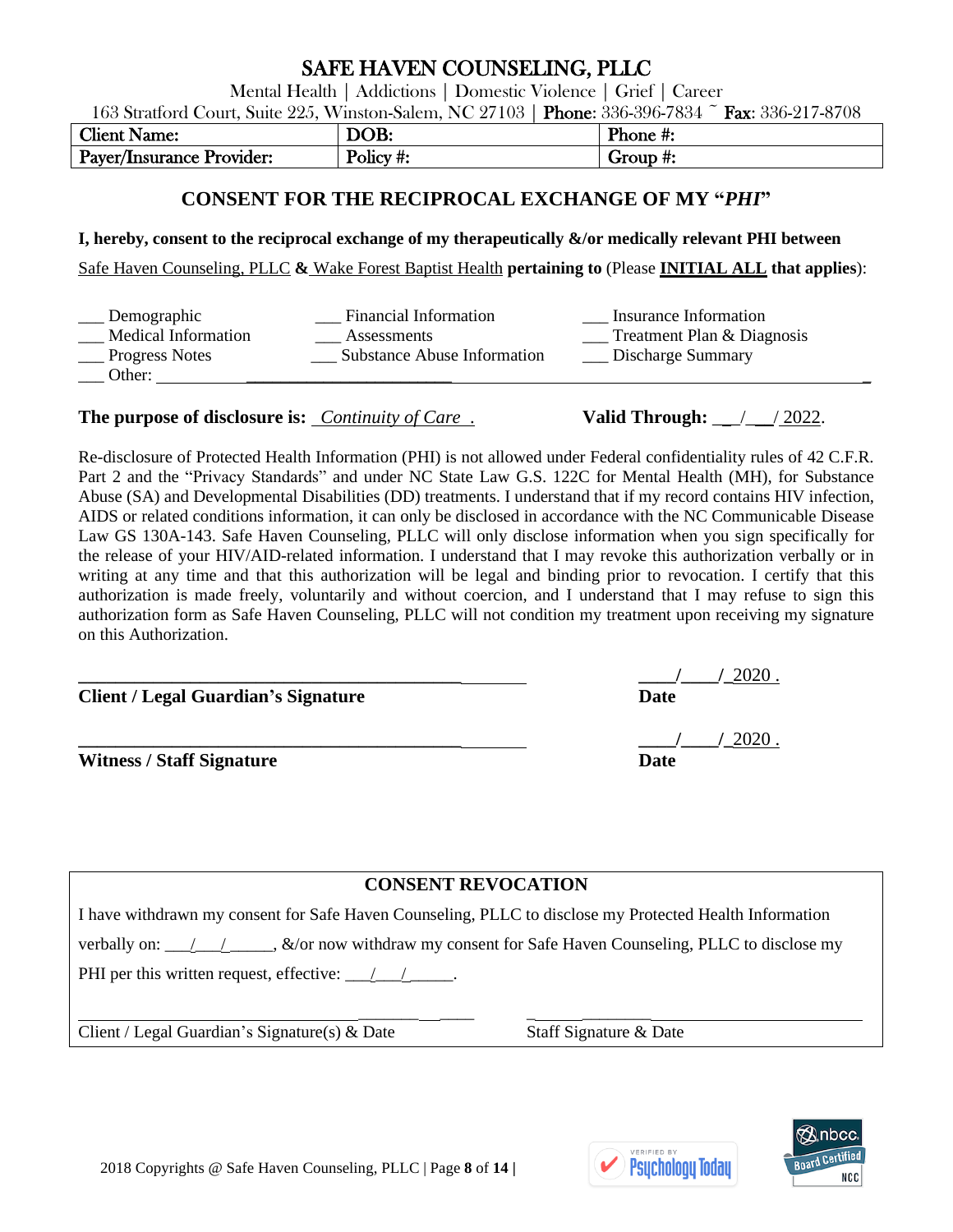# SAFE HAVEN COUNSELING, PLLC

Mental Health | Addictions | Domestic Violence | Grief | Career

163 Stratford Court, Suite 225, Winston-Salem, NC 27103 | **Phone**: 336-396-7834 ~ **Fax**: 336-217-8708

| | | |
|---|---|---|
| **Client Name:** | **DOB:** | **Phone #:** |
| **Payer/Insurance Provider:** | **Policy #:** | **Group #:** |

## CONSENT FOR THE RECIPROCAL EXCHANGE OF MY "*PHI*"

**I, hereby, consent to the reciprocal exchange of my therapeutically &/or medically relevant PHI between**

Safe Haven Counseling, PLLC **&** Wake Forest Baptist Health **pertaining to** (Please **INITIAL ALL** that applies):

___ Demographic
___ Financial Information
___ Insurance Information
___ Medical Information
___ Assessments
___ Treatment Plan & Diagnosis
___ Progress Notes
___ Substance Abuse Information
___ Discharge Summary
___ Other: ______________________________________________

**The purpose of disclosure is:** *Continuity of Care* .     **Valid Through:** __/__/ 2022.

Re-disclosure of Protected Health Information (PHI) is not allowed under Federal confidentiality rules of 42 C.F.R. Part 2 and the "Privacy Standards" and under NC State Law G.S. 122C for Mental Health (MH), for Substance Abuse (SA) and Developmental Disabilities (DD) treatments. I understand that if my record contains HIV infection, AIDS or related conditions information, it can only be disclosed in accordance with the NC Communicable Disease Law GS 130A-143. Safe Haven Counseling, PLLC will only disclose information when you sign specifically for the release of your HIV/AID-related information. I understand that I may revoke this authorization verbally or in writing at any time and that this authorization will be legal and binding prior to revocation. I certify that this authorization is made freely, voluntarily and without coercion, and I understand that I may refuse to sign this authorization form as Safe Haven Counseling, PLLC will not condition my treatment upon receiving my signature on this Authorization.

______________________________________________     ____/____/ 2020 .
**Client / Legal Guardian's Signature**     **Date**

______________________________________________     ____/____/ 2020 .
**Witness / Staff Signature**     **Date**

### CONSENT REVOCATION

I have withdrawn my consent for Safe Haven Counseling, PLLC to disclose my Protected Health Information verbally on: ___/___/_____, &/or now withdraw my consent for Safe Haven Counseling, PLLC to disclose my PHI per this written request, effective: ___/___/_____.

______________________________________________     ______________________________________________
Client / Legal Guardian's Signature(s) & Date     Staff Signature & Date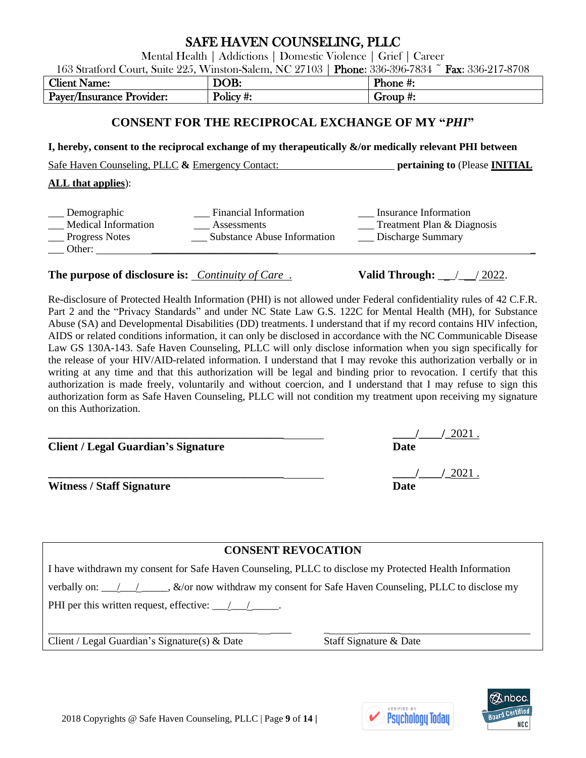# SAFE HAVEN COUNSELING, PLLC

Mental Health | Addictions | Domestic Violence | Grief | Career

163 Stratford Court, Suite 225, Winston-Salem, NC 27103 | **Phone**: 336-396-7834 ~ **Fax**: 336-217-8708

| | | |
|---|---|---|
| Client Name: | DOB: | Phone #: |
| Payer/Insurance Provider: | Policy #: | Group #: |

## CONSENT FOR THE RECIPROCAL EXCHANGE OF MY "*PHI*"

**I, hereby, consent to the reciprocal exchange of my therapeutically &/or medically relevant PHI between**

Safe Haven Counseling, PLLC **&** Emergency Contact: ____________________ **pertaining to** (Please **INITIAL ALL that applies**):

___ Demographic
___ Financial Information
___ Insurance Information
___ Medical Information
___ Assessments
___ Treatment Plan & Diagnosis
___ Progress Notes
___ Substance Abuse Information
___ Discharge Summary
___ Other: ________________________________________

**The purpose of disclosure is:** *Continuity of Care* . **Valid Through:** __/__/ 2022.

Re-disclosure of Protected Health Information (PHI) is not allowed under Federal confidentiality rules of 42 C.F.R. Part 2 and the "Privacy Standards" and under NC State Law G.S. 122C for Mental Health (MH), for Substance Abuse (SA) and Developmental Disabilities (DD) treatments. I understand that if my record contains HIV infection, AIDS or related conditions information, it can only be disclosed in accordance with the NC Communicable Disease Law GS 130A-143. Safe Haven Counseling, PLLC will only disclose information when you sign specifically for the release of your HIV/AID-related information. I understand that I may revoke this authorization verbally or in writing at any time and that this authorization will be legal and binding prior to revocation. I certify that this authorization is made freely, voluntarily and without coercion, and I understand that I may refuse to sign this authorization form as Safe Haven Counseling, PLLC will not condition my treatment upon receiving my signature on this Authorization.

______________________________________ ____/____/_2021 .
**Client / Legal Guardian's Signature** **Date**

______________________________________ ____/____/_2021 .
**Witness / Staff Signature** **Date**

### CONSENT REVOCATION

I have withdrawn my consent for Safe Haven Counseling, PLLC to disclose my Protected Health Information verbally on: ___/___/_____, &/or now withdraw my consent for Safe Haven Counseling, PLLC to disclose my PHI per this written request, effective: ___/___/_____.

______________________________________ ______________________________________
Client / Legal Guardian's Signature(s) & Date Staff Signature & Date

2018 Copyrights @ Safe Haven Counseling, PLLC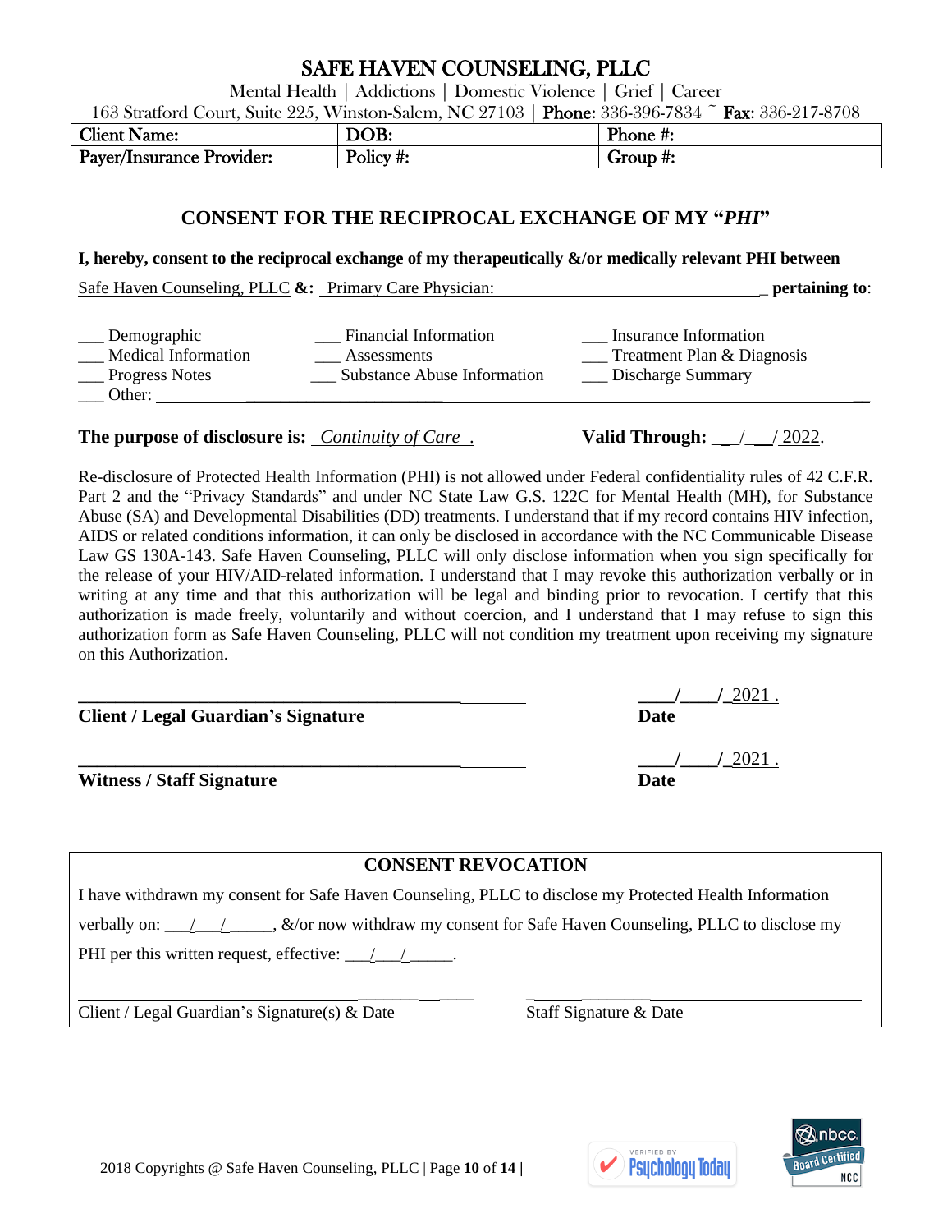# SAFE HAVEN COUNSELING, PLLC

Mental Health | Addictions | Domestic Violence | Grief | Career

163 Stratford Court, Suite 225, Winston-Salem, NC 27103 | **Phone**: 336-396-7834 ~ **Fax**: 336-217-8708

| | | |
|---|---|---|
| **Client Name:** | **DOB:** | **Phone #:** |
| **Payer/Insurance Provider:** | **Policy #:** | **Group #:** |

## CONSENT FOR THE RECIPROCAL EXCHANGE OF MY "*PHI*"

**I, hereby, consent to the reciprocal exchange of my therapeutically &/or medically relevant PHI between**

Safe Haven Counseling, PLLC **&:** Primary Care Physician: _________________________ **pertaining to**:

___ Demographic
___ Financial Information
___ Insurance Information
___ Medical Information
___ Assessments
___ Treatment Plan & Diagnosis
___ Progress Notes
___ Substance Abuse Information
___ Discharge Summary
___ Other: ____________________________________________

**The purpose of disclosure is:** *Continuity of Care* .

**Valid Through:** ___/___/ 2022.

Re-disclosure of Protected Health Information (PHI) is not allowed under Federal confidentiality rules of 42 C.F.R. Part 2 and the "Privacy Standards" and under NC State Law G.S. 122C for Mental Health (MH), for Substance Abuse (SA) and Developmental Disabilities (DD) treatments. I understand that if my record contains HIV infection, AIDS or related conditions information, it can only be disclosed in accordance with the NC Communicable Disease Law GS 130A-143. Safe Haven Counseling, PLLC will only disclose information when you sign specifically for the release of your HIV/AID-related information. I understand that I may revoke this authorization verbally or in writing at any time and that this authorization will be legal and binding prior to revocation. I certify that this authorization is made freely, voluntarily and without coercion, and I understand that I may refuse to sign this authorization form as Safe Haven Counseling, PLLC will not condition my treatment upon receiving my signature on this Authorization.

______________________________________ ____/____/ 2021 .
**Client / Legal Guardian's Signature** **Date**

______________________________________ ____/____/ 2021 .
**Witness / Staff Signature** **Date**

### CONSENT REVOCATION

I have withdrawn my consent for Safe Haven Counseling, PLLC to disclose my Protected Health Information verbally on: ___/___/_____, &/or now withdraw my consent for Safe Haven Counseling, PLLC to disclose my PHI per this written request, effective: ___/___/_____.

______________________________________ ______________________________________
Client / Legal Guardian's Signature(s) & Date Staff Signature & Date

2018 Copyrights @ Safe Haven Counseling, PLLC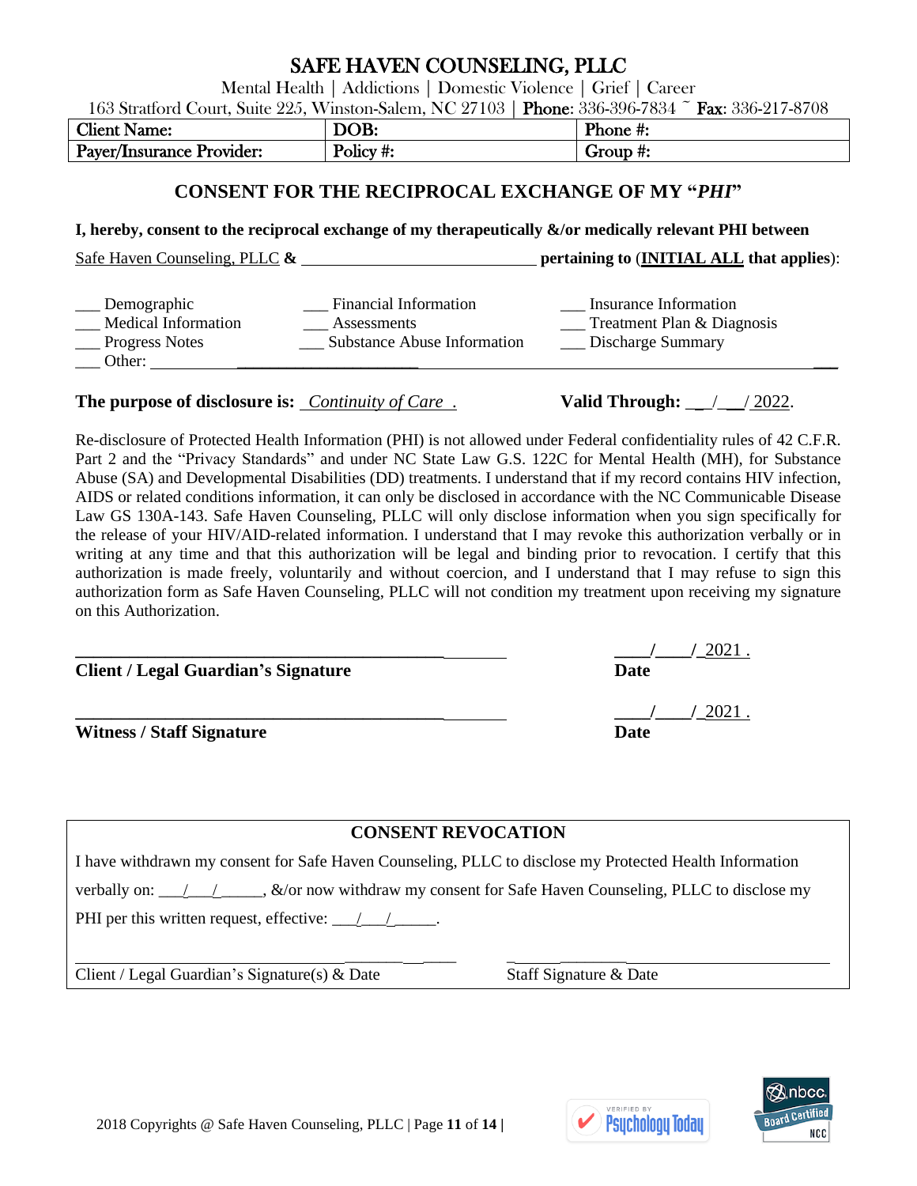# SAFE HAVEN COUNSELING, PLLC

Mental Health | Addictions | Domestic Violence | Grief | Career

163 Stratford Court, Suite 225, Winston-Salem, NC 27103 | **Phone**: 336-396-7834 ~ **Fax**: 336-217-8708

| | | |
|---|---|---|
| **Client Name:** | **DOB:** | **Phone #:** |
| **Payer/Insurance Provider:** | **Policy #:** | **Group #:** |

## CONSENT FOR THE RECIPROCAL EXCHANGE OF MY "*PHI*"

**I, hereby, consent to the reciprocal exchange of my therapeutically &/or medically relevant PHI between**

Safe Haven Counseling, PLLC **&** ____________________________ **pertaining to (INITIAL ALL that applies):**

___ Demographic
___ Medical Information
___ Progress Notes
___ Other: ________________________________________________________________

___ Financial Information
___ Assessments
___ Substance Abuse Information

___ Insurance Information
___ Treatment Plan & Diagnosis
___ Discharge Summary

**The purpose of disclosure is:** *Continuity of Care* .

**Valid Through:** __/__/ 2022.

Re-disclosure of Protected Health Information (PHI) is not allowed under Federal confidentiality rules of 42 C.F.R. Part 2 and the "Privacy Standards" and under NC State Law G.S. 122C for Mental Health (MH), for Substance Abuse (SA) and Developmental Disabilities (DD) treatments. I understand that if my record contains HIV infection, AIDS or related conditions information, it can only be disclosed in accordance with the NC Communicable Disease Law GS 130A-143. Safe Haven Counseling, PLLC will only disclose information when you sign specifically for the release of your HIV/AID-related information. I understand that I may revoke this authorization verbally or in writing at any time and that this authorization will be legal and binding prior to revocation. I certify that this authorization is made freely, voluntarily and without coercion, and I understand that I may refuse to sign this authorization form as Safe Haven Counseling, PLLC will not condition my treatment upon receiving my signature on this Authorization.

________________________________________ ____/____/ 2021 .
**Client / Legal Guardian's Signature** **Date**

________________________________________ ____/____/ 2021 .
**Witness / Staff Signature** **Date**

### CONSENT REVOCATION

I have withdrawn my consent for Safe Haven Counseling, PLLC to disclose my Protected Health Information verbally on: ___/___/_____, &/or now withdraw my consent for Safe Haven Counseling, PLLC to disclose my PHI per this written request, effective: ___/___/_____.

________________________________________ ________________________________________
Client / Legal Guardian's Signature(s) & Date Staff Signature & Date

2018 Copyrights @ Safe Haven Counseling, PLLC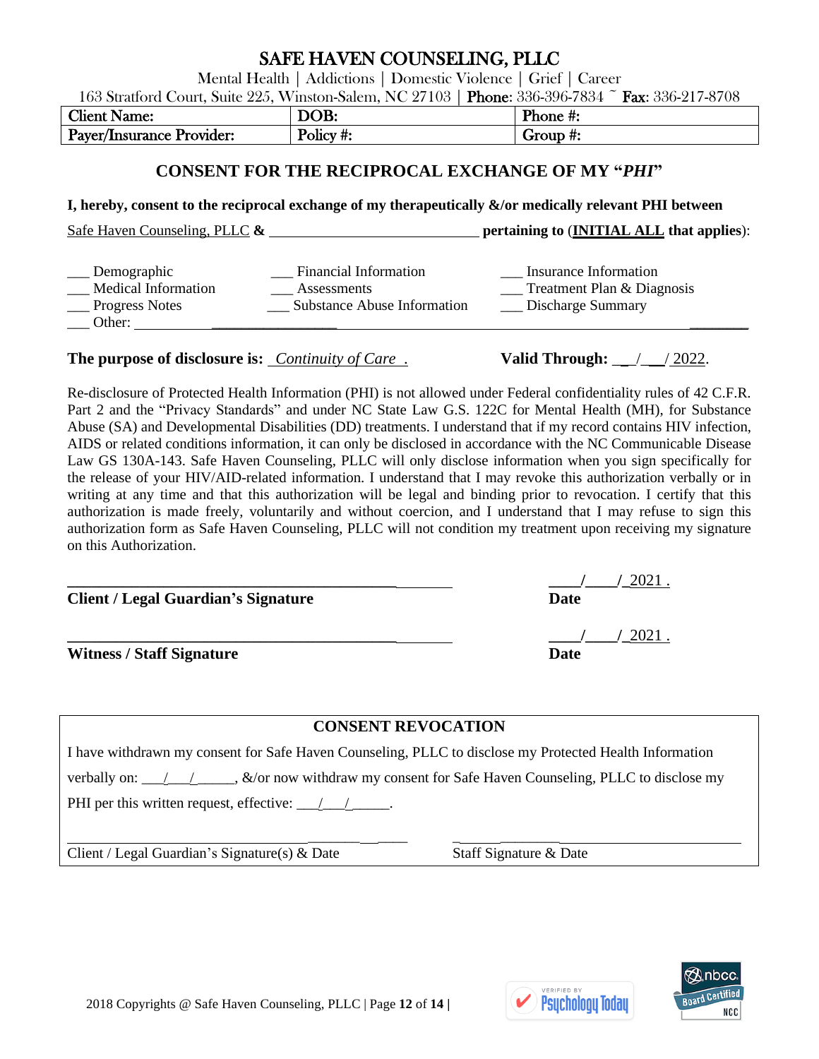# SAFE HAVEN COUNSELING, PLLC

Mental Health | Addictions | Domestic Violence | Grief | Career

163 Stratford Court, Suite 225, Winston-Salem, NC 27103 | **Phone**: 336-396-7834 ~ **Fax**: 336-217-8708

| | | |
|---|---|---|
| **Client Name:** | **DOB:** | **Phone #:** |
| **Payer/Insurance Provider:** | **Policy #:** | **Group #:** |

## CONSENT FOR THE RECIPROCAL EXCHANGE OF MY "*PHI*"

**I, hereby, consent to the reciprocal exchange of my therapeutically &/or medically relevant PHI between**

Safe Haven Counseling, PLLC **&** ____________________________ **pertaining to** (**INITIAL ALL** **that applies**):

___ Demographic
___ Financial Information
___ Insurance Information
___ Medical Information
___ Assessments
___ Treatment Plan & Diagnosis
___ Progress Notes
___ Substance Abuse Information
___ Discharge Summary
___ Other: ____________________________________________________________________________

**The purpose of disclosure is:** *Continuity of Care* . **Valid Through:** __/__/ 2022.

Re-disclosure of Protected Health Information (PHI) is not allowed under Federal confidentiality rules of 42 C.F.R. Part 2 and the "Privacy Standards" and under NC State Law G.S. 122C for Mental Health (MH), for Substance Abuse (SA) and Developmental Disabilities (DD) treatments. I understand that if my record contains HIV infection, AIDS or related conditions information, it can only be disclosed in accordance with the NC Communicable Disease Law GS 130A-143. Safe Haven Counseling, PLLC will only disclose information when you sign specifically for the release of your HIV/AID-related information. I understand that I may revoke this authorization verbally or in writing at any time and that this authorization will be legal and binding prior to revocation. I certify that this authorization is made freely, voluntarily and without coercion, and I understand that I may refuse to sign this authorization form as Safe Haven Counseling, PLLC will not condition my treatment upon receiving my signature on this Authorization.

____________________________________________ ____/____/_2021 .
**Client / Legal Guardian's Signature** **Date**

____________________________________________ ____/____/_2021 .
**Witness / Staff Signature** **Date**

### CONSENT REVOCATION

I have withdrawn my consent for Safe Haven Counseling, PLLC to disclose my Protected Health Information verbally on: ___/___/_____, &/or now withdraw my consent for Safe Haven Counseling, PLLC to disclose my PHI per this written request, effective: ___/___/_____.

______________________________________ ______________________________________
Client / Legal Guardian's Signature(s) & Date Staff Signature & Date

2018 Copyrights @ Safe Haven Counseling, PLLC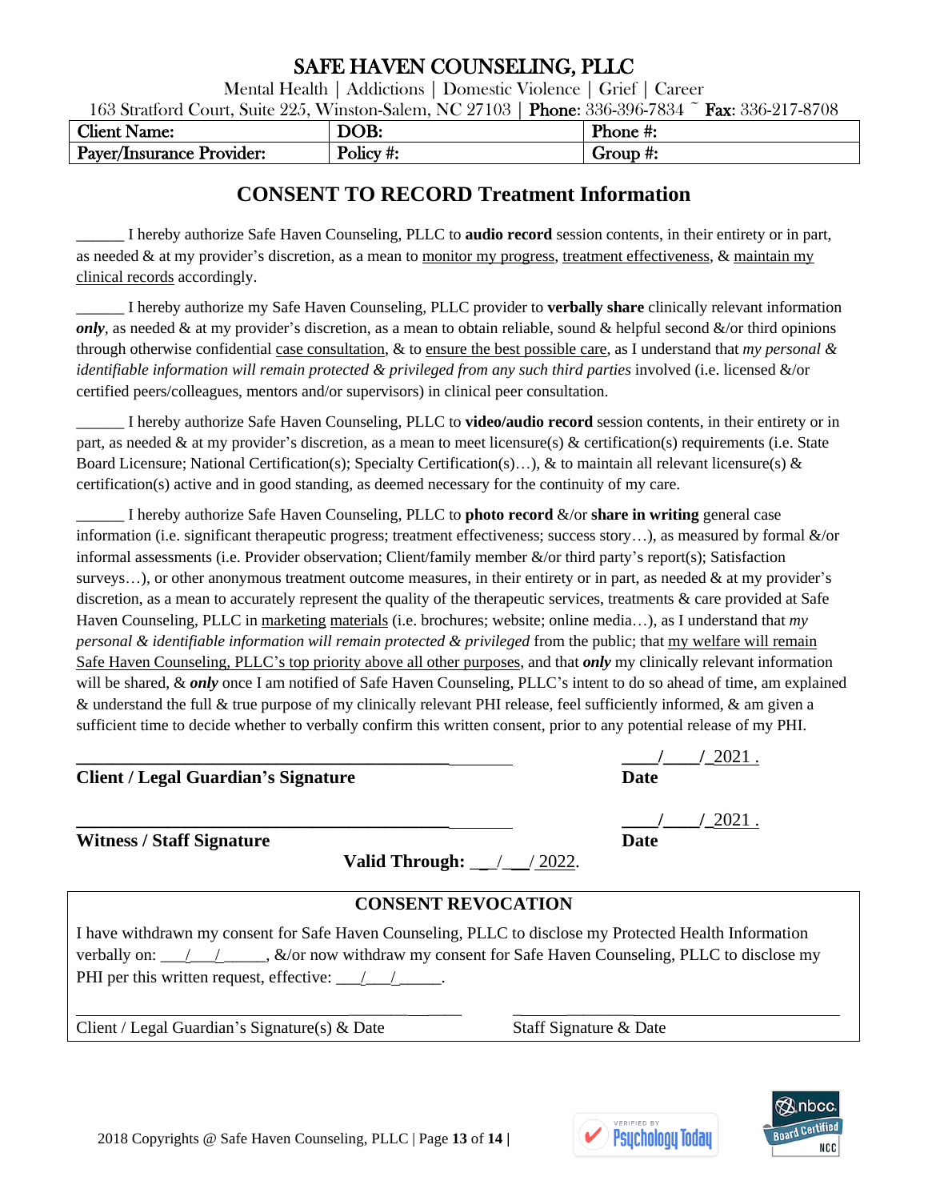# SAFE HAVEN COUNSELING, PLLC

Mental Health | Addictions | Domestic Violence | Grief | Career

163 Stratford Court, Suite 225, Winston-Salem, NC 27103 | **Phone**: 336-396-7834 ~ **Fax**: 336-217-8708

| | | |
|---|---|---|
| Client Name: | DOB: | Phone #: |
| Payer/Insurance Provider: | Policy #: | Group #: |

## CONSENT TO RECORD Treatment Information

______ I hereby authorize Safe Haven Counseling, PLLC to **audio record** session contents, in their entirety or in part, as needed & at my provider's discretion, as a mean to monitor my progress, treatment effectiveness, & maintain my clinical records accordingly.

______ I hereby authorize my Safe Haven Counseling, PLLC provider to **verbally share** clinically relevant information ***only***, as needed & at my provider's discretion, as a mean to obtain reliable, sound & helpful second &/or third opinions through otherwise confidential case consultation, & to ensure the best possible care, as I understand that *my personal & identifiable information will remain protected & privileged from any such third parties* involved (i.e. licensed &/or certified peers/colleagues, mentors and/or supervisors) in clinical peer consultation.

______ I hereby authorize Safe Haven Counseling, PLLC to **video/audio record** session contents, in their entirety or in part, as needed & at my provider's discretion, as a mean to meet licensure(s) & certification(s) requirements (i.e. State Board Licensure; National Certification(s); Specialty Certification(s)…), & to maintain all relevant licensure(s) & certification(s) active and in good standing, as deemed necessary for the continuity of my care.

______ I hereby authorize Safe Haven Counseling, PLLC to **photo record** &/or **share in writing** general case information (i.e. significant therapeutic progress; treatment effectiveness; success story…), as measured by formal &/or informal assessments (i.e. Provider observation; Client/family member &/or third party's report(s); Satisfaction surveys…), or other anonymous treatment outcome measures, in their entirety or in part, as needed & at my provider's discretion, as a mean to accurately represent the quality of the therapeutic services, treatments & care provided at Safe Haven Counseling, PLLC in marketing materials (i.e. brochures; website; online media…), as I understand that *my personal & identifiable information will remain protected & privileged* from the public; that my welfare will remain Safe Haven Counseling, PLLC's top priority above all other purposes, and that ***only*** my clinically relevant information will be shared, & ***only*** once I am notified of Safe Haven Counseling, PLLC's intent to do so ahead of time, am explained & understand the full & true purpose of my clinically relevant PHI release, feel sufficiently informed, & am given a sufficient time to decide whether to verbally confirm this written consent, prior to any potential release of my PHI.

______________________________________________ ____/____/_2021 .

**Client / Legal Guardian's Signature** **Date**

______________________________________________ ____/____/_2021 .

**Witness / Staff Signature** **Date**

**Valid Through:** __/__/ 2022.

### CONSENT REVOCATION

I have withdrawn my consent for Safe Haven Counseling, PLLC to disclose my Protected Health Information verbally on: ___/___/_____, &/or now withdraw my consent for Safe Haven Counseling, PLLC to disclose my PHI per this written request, effective: ___/___/_____.

______________________________ ______________________________

Client / Legal Guardian's Signature(s) & Date Staff Signature & Date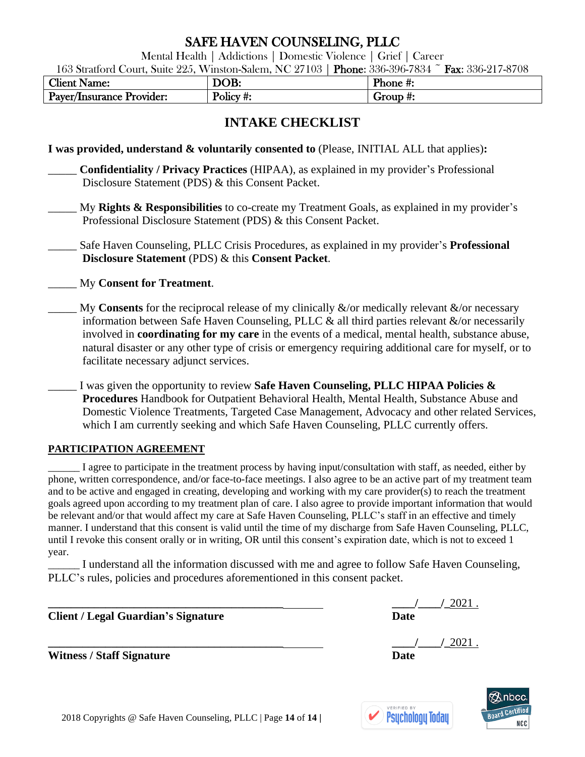# SAFE HAVEN COUNSELING, PLLC

Mental Health | Addictions | Domestic Violence | Grief | Career

163 Stratford Court, Suite 225, Winston-Salem, NC 27103 | **Phone**: 336-396-7834 ~ **Fax**: 336-217-8708

| | | |
|---|---|---|
| **Client Name:** | **DOB:** | **Phone #:** |
| **Payer/Insurance Provider:** | **Policy #:** | **Group #:** |

## INTAKE CHECKLIST

**I was provided, understand & voluntarily consented to** (Please, INITIAL ALL that applies)**:**

_____ **Confidentiality / Privacy Practices** (HIPAA), as explained in my provider's Professional Disclosure Statement (PDS) & this Consent Packet.

_____ My **Rights & Responsibilities** to co-create my Treatment Goals, as explained in my provider's Professional Disclosure Statement (PDS) & this Consent Packet.

_____ Safe Haven Counseling, PLLC Crisis Procedures, as explained in my provider's **Professional Disclosure Statement** (PDS) & this **Consent Packet**.

_____ My **Consent for Treatment**.

_____ My **Consents** for the reciprocal release of my clinically &/or medically relevant &/or necessary information between Safe Haven Counseling, PLLC & all third parties relevant &/or necessarily involved in **coordinating for my care** in the events of a medical, mental health, substance abuse, natural disaster or any other type of crisis or emergency requiring additional care for myself, or to facilitate necessary adjunct services.

_____ I was given the opportunity to review **Safe Haven Counseling, PLLC HIPAA Policies & Procedures** Handbook for Outpatient Behavioral Health, Mental Health, Substance Abuse and Domestic Violence Treatments, Targeted Case Management, Advocacy and other related Services, which I am currently seeking and which Safe Haven Counseling, PLLC currently offers.

### PARTICIPATION AGREEMENT

______ I agree to participate in the treatment process by having input/consultation with staff, as needed, either by phone, written correspondence, and/or face-to-face meetings. I also agree to be an active part of my treatment team and to be active and engaged in creating, developing and working with my care provider(s) to reach the treatment goals agreed upon according to my treatment plan of care. I also agree to provide important information that would be relevant and/or that would affect my care at Safe Haven Counseling, PLLC's staff in an effective and timely manner. I understand that this consent is valid until the time of my discharge from Safe Haven Counseling, PLLC, until I revoke this consent orally or in writing, OR until this consent's expiration date, which is not to exceed 1 year.

______ I understand all the information discussed with me and agree to follow Safe Haven Counseling, PLLC's rules, policies and procedures aforementioned in this consent packet.

_____________________________________________ ____/____/_2021 .

**Client / Legal Guardian's Signature** **Date**

_____________________________________________ ____/____/_2021 .

**Witness / Staff Signature** **Date**

2018 Copyrights @ Safe Haven Counseling, PLLC

VERIFIED BY Psychology Today

nbcc Board Certified NCC